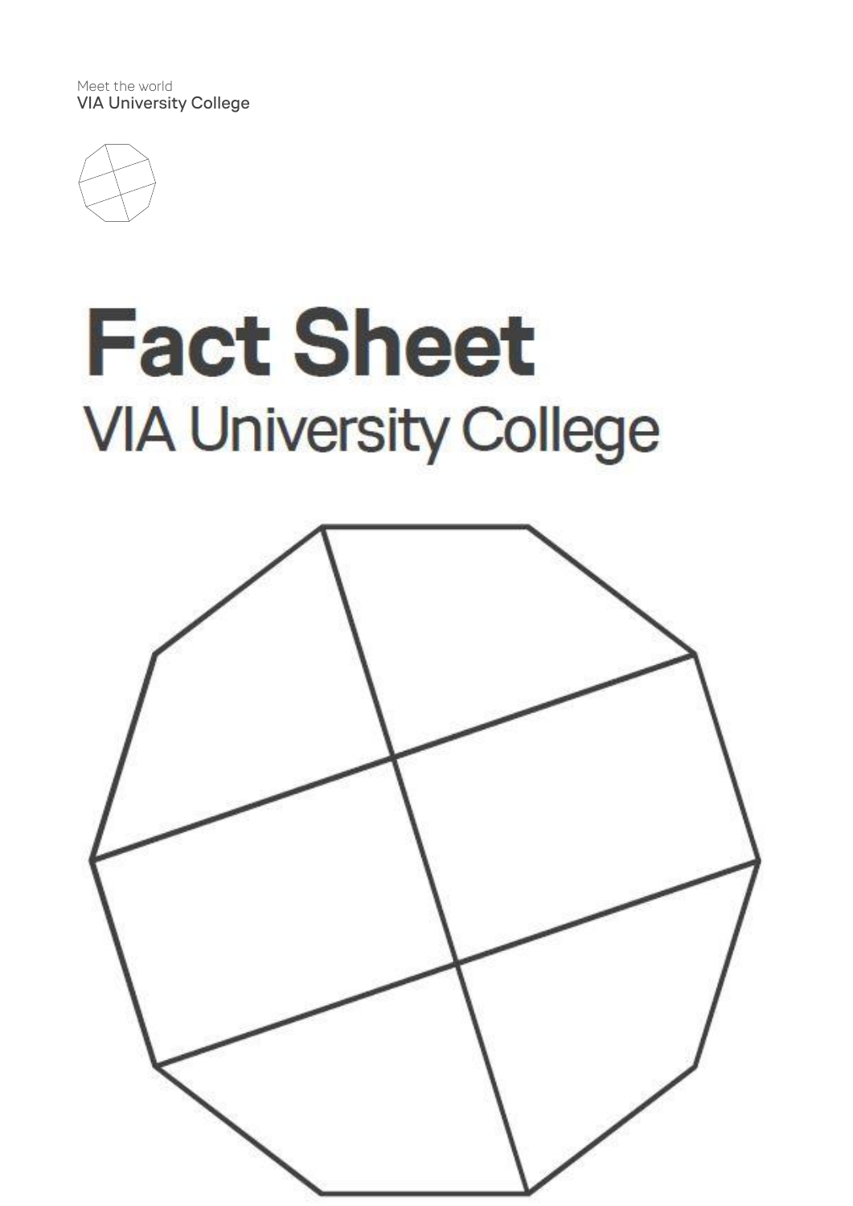Meet the world
VIA University College

# Fact Sheet

## VIA University College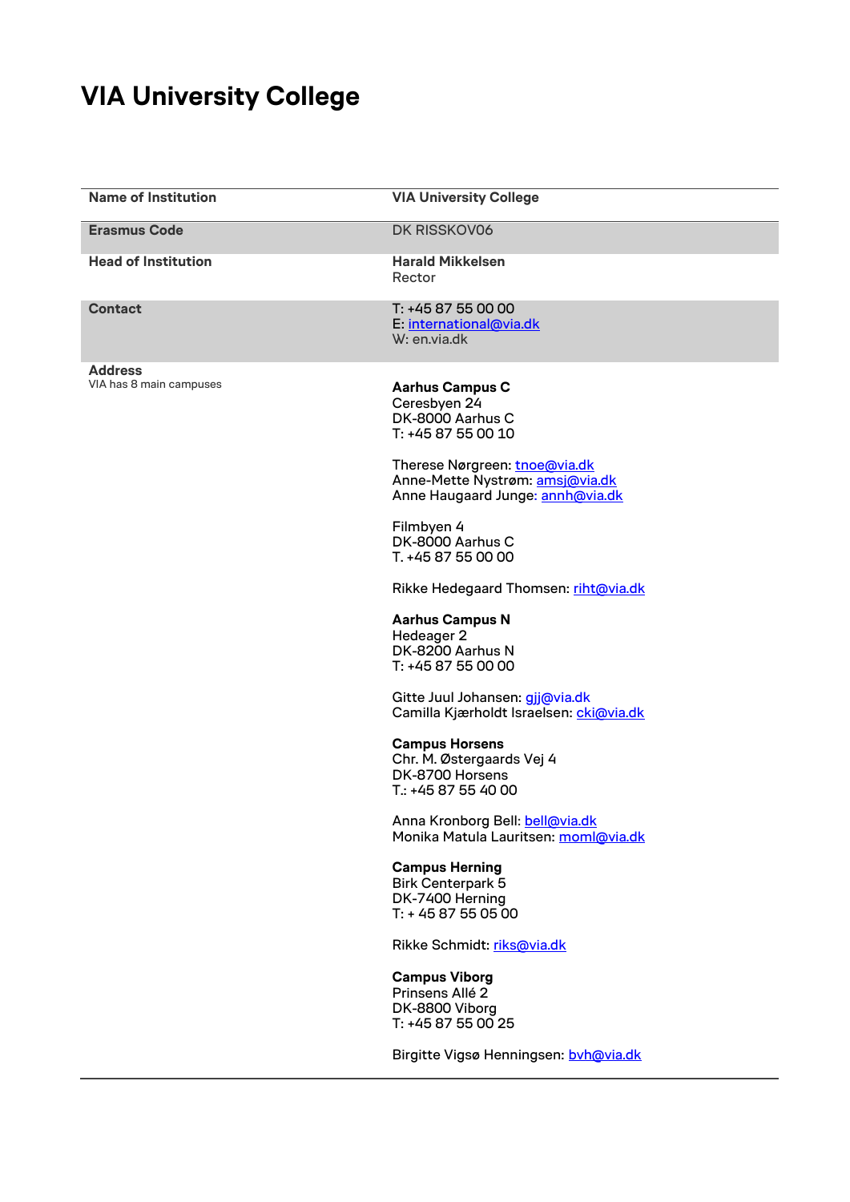# VIA University College

| Name of Institution | VIA University College |
| --- | --- |
| **Erasmus Code** | DK RISSKOV06 |
| **Head of Institution** | **Harald Mikkelsen**<br>Rector |
| **Contact** | T: +45 87 55 00 00<br>E: international@via.dk<br>W: en.via.dk |
| **Address**<br>VIA has 8 main campuses | **Aarhus Campus C**<br>Ceresbyen 24<br>DK-8000 Aarhus C<br>T: +45 87 55 00 10<br><br>Therese Nørgreen: tnoe@via.dk<br>Anne-Mette Nystrøm: amsj@via.dk<br>Anne Haugaard Junge: annh@via.dk<br><br>Filmbyen 4<br>DK-8000 Aarhus C<br>T. +45 87 55 00 00<br><br>Rikke Hedegaard Thomsen: riht@via.dk<br><br>**Aarhus Campus N**<br>Hedeager 2<br>DK-8200 Aarhus N<br>T: +45 87 55 00 00<br><br>Gitte Juul Johansen: gjj@via.dk<br>Camilla Kjærholdt Israelsen: cki@via.dk<br><br>**Campus Horsens**<br>Chr. M. Østergaards Vej 4<br>DK-8700 Horsens<br>T.: +45 87 55 40 00<br><br>Anna Kronborg Bell: bell@via.dk<br>Monika Matula Lauritsen: moml@via.dk<br><br>**Campus Herning**<br>Birk Centerpark 5<br>DK-7400 Herning<br>T: + 45 87 55 05 00<br><br>Rikke Schmidt: riks@via.dk<br><br>**Campus Viborg**<br>Prinsens Allé 2<br>DK-8800 Viborg<br>T: +45 87 55 00 25<br><br>Birgitte Vigsø Henningsen: bvh@via.dk |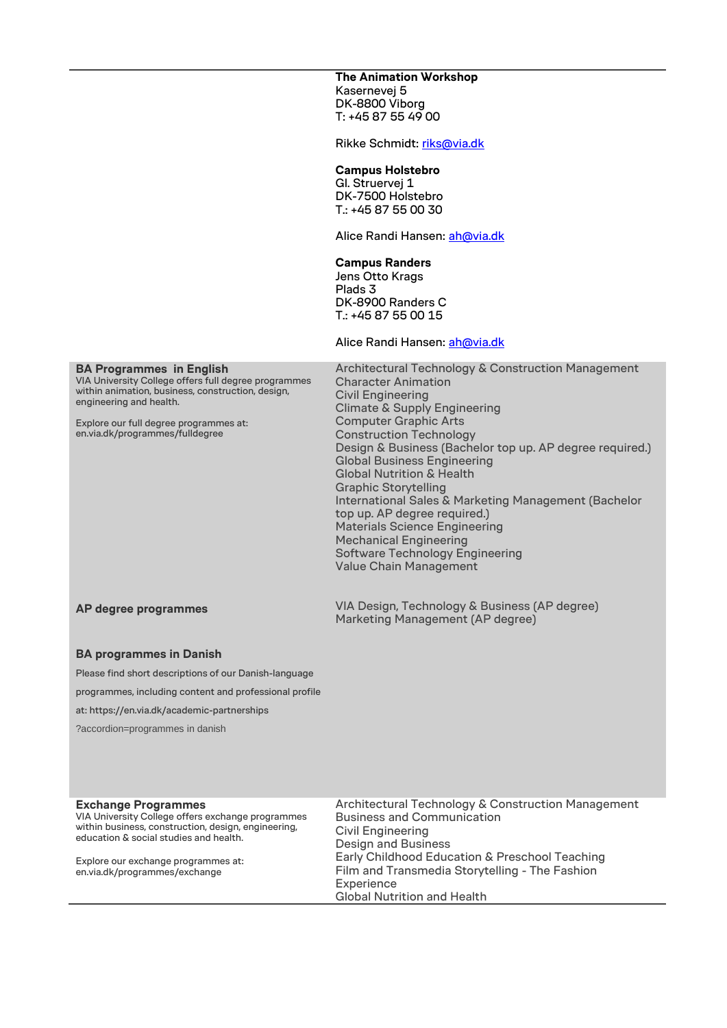| | |
|---|---|
| | **The Animation Workshop**<br>Kasernevej 5<br>DK-8800 Viborg<br>T: +45 87 55 49 00<br><br>Rikke Schmidt: riks@via.dk<br><br>**Campus Holstebro**<br>Gl. Struervej 1<br>DK-7500 Holstebro<br>T.: +45 87 55 00 30<br><br>Alice Randi Hansen: ah@via.dk<br><br>**Campus Randers**<br>Jens Otto Krags<br>Plads 3<br>DK-8900 Randers C<br>T.: +45 87 55 00 15<br><br>Alice Randi Hansen: ah@via.dk |
| **BA Programmes in English**<br>VIA University College offers full degree programmes within animation, business, construction, design, engineering and health.<br><br>Explore our full degree programmes at: en.via.dk/programmes/fulldegree | Architectural Technology & Construction Management<br>Character Animation<br>Civil Engineering<br>Climate & Supply Engineering<br>Computer Graphic Arts<br>Construction Technology<br>Design & Business (Bachelor top up. AP degree required.)<br>Global Business Engineering<br>Global Nutrition & Health<br>Graphic Storytelling<br>International Sales & Marketing Management (Bachelor top up. AP degree required.)<br>Materials Science Engineering<br>Mechanical Engineering<br>Software Technology Engineering<br>Value Chain Management |
| **AP degree programmes** | VIA Design, Technology & Business (AP degree)<br>Marketing Management (AP degree) |
| **BA programmes in Danish**<br>Please find short descriptions of our Danish-language programmes, including content and professional profile at: https://en.via.dk/academic-partnerships ?accordion=programmes in danish | |
| **Exchange Programmes**<br>VIA University College offers exchange programmes within business, construction, design, engineering, education & social studies and health.<br><br>Explore our exchange programmes at: en.via.dk/programmes/exchange | Architectural Technology & Construction Management<br>Business and Communication<br>Civil Engineering<br>Design and Business<br>Early Childhood Education & Preschool Teaching<br>Film and Transmedia Storytelling - The Fashion Experience<br>Global Nutrition and Health |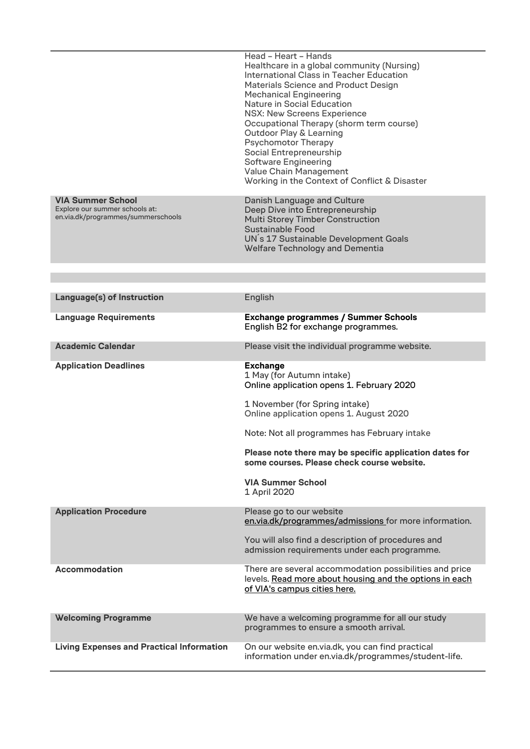| | |
|---|---|
| | Head – Heart – Hands<br>Healthcare in a global community (Nursing)<br>International Class in Teacher Education<br>Materials Science and Product Design<br>Mechanical Engineering<br>Nature in Social Education<br>NSX: New Screens Experience<br>Occupational Therapy (shorm term course)<br>Outdoor Play & Learning<br>Psychomotor Therapy<br>Social Entrepreneurship<br>Software Engineering<br>Value Chain Management<br>Working in the Context of Conflict & Disaster |
| **VIA Summer School**<br>Explore our summer schools at:<br>en.via.dk/programmes/summerschools | Danish Language and Culture<br>Deep Dive into Entrepreneurship<br>Multi Storey Timber Construction<br>Sustainable Food<br>UN´s 17 Sustainable Development Goals<br>Welfare Technology and Dementia |

| | |
|---|---|
| **Language(s) of Instruction** | English |
| **Language Requirements** | **Exchange programmes / Summer Schools**<br>English B2 for exchange programmes. |
| **Academic Calendar** | Please visit the individual programme website. |
| **Application Deadlines** | **Exchange**<br>1 May (for Autumn intake)<br>Online application opens 1. February 2020<br><br>1 November (for Spring intake)<br>Online application opens 1. August 2020<br><br>Note: Not all programmes has February intake<br><br>**Please note there may be specific application dates for some courses. Please check course website.**<br><br>**VIA Summer School**<br>1 April 2020 |
| **Application Procedure** | Please go to our website en.via.dk/programmes/admissions for more information.<br><br>You will also find a description of procedures and admission requirements under each programme. |
| **Accommodation** | There are several accommodation possibilities and price levels. Read more about housing and the options in each of VIA's campus cities here. |
| **Welcoming Programme** | We have a welcoming programme for all our study programmes to ensure a smooth arrival. |
| **Living Expenses and Practical Information** | On our website en.via.dk, you can find practical information under en.via.dk/programmes/student-life. |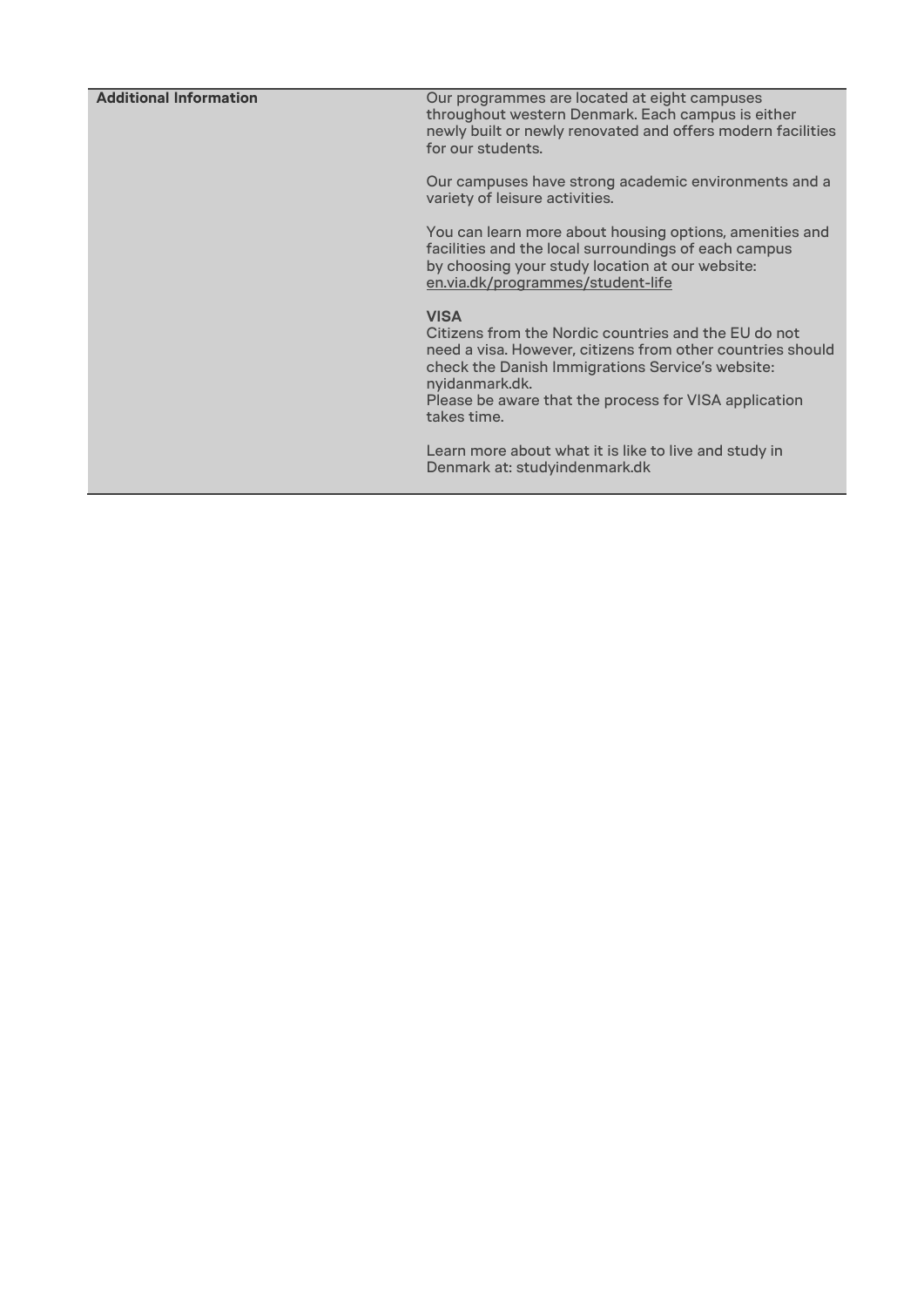| | |
|---|---|
| **Additional Information** | Our programmes are located at eight campuses throughout western Denmark. Each campus is either newly built or newly renovated and offers modern facilities for our students.<br><br>Our campuses have strong academic environments and a variety of leisure activities.<br><br>You can learn more about housing options, amenities and facilities and the local surroundings of each campus by choosing your study location at our website: en.via.dk/programmes/student-life<br><br>**VISA**<br>Citizens from the Nordic countries and the EU do not need a visa. However, citizens from other countries should check the Danish Immigrations Service's website: nyidanmark.dk.<br>Please be aware that the process for VISA application takes time.<br><br>Learn more about what it is like to live and study in Denmark at: studyindenmark.dk |